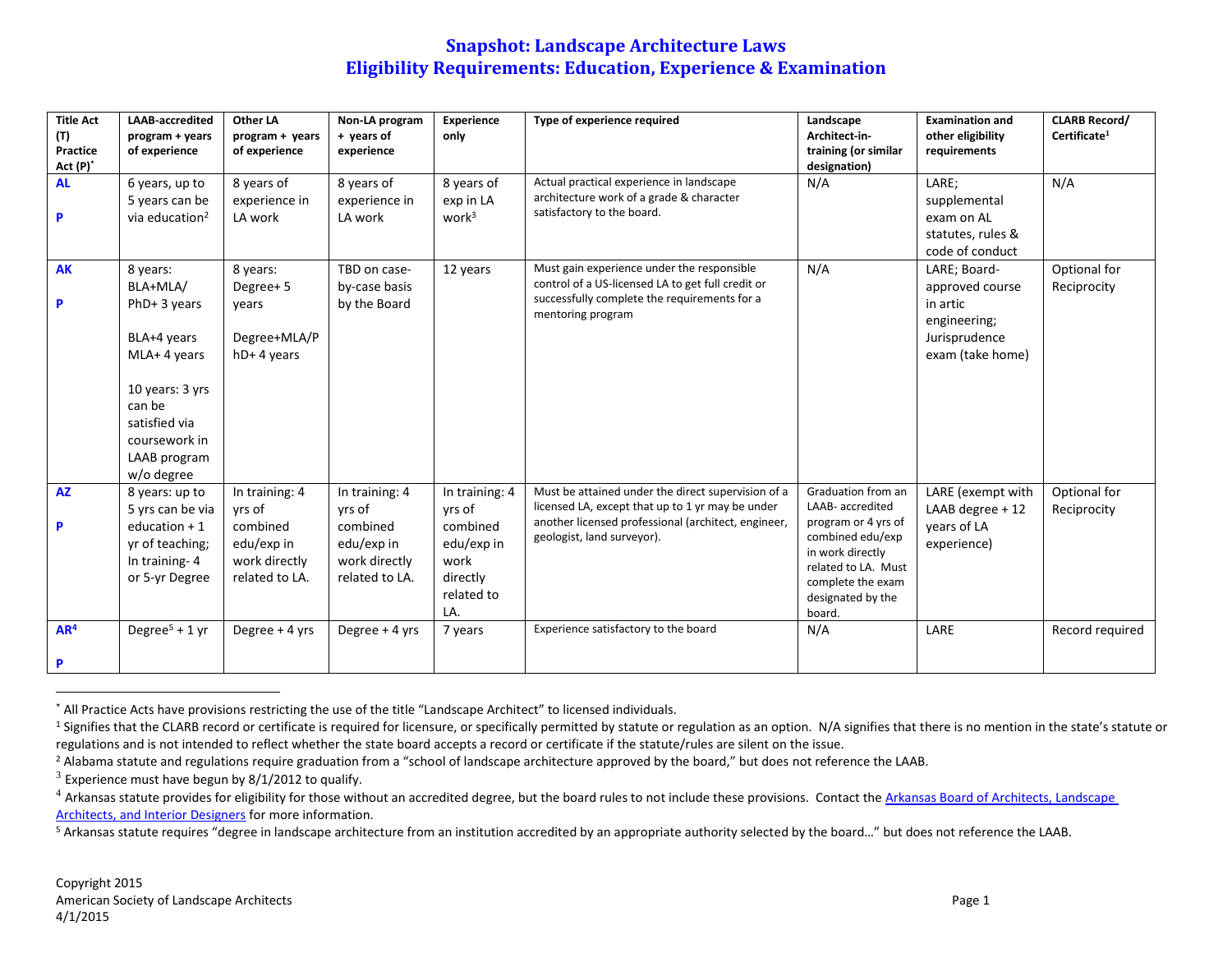# Snapshot: Landscape Architecture Laws
## Eligibility Requirements: Education, Experience & Examination

| Title Act (T) Practice Act (P)* | LAAB-accredited program + years of experience | Other LA program + years of experience | Non-LA program + years of experience | Experience only | Type of experience required | Landscape Architect-in-training (or similar designation) | Examination and other eligibility requirements | CLARB Record/ Certificate[1] |
|---|---|---|---|---|---|---|---|---|
| **AL** **P** | 6 years, up to 5 years can be via education[2] | 8 years of experience in LA work | 8 years of experience in LA work | 8 years of exp in LA work[3] | Actual practical experience in landscape architecture work of a grade & character satisfactory to the board. | N/A | LARE; supplemental exam on AL statutes, rules & code of conduct | N/A |
| **AK** **P** | 8 years: BLA+MLA/ PhD+ 3 years<br><br>BLA+4 years MLA+ 4 years<br><br>10 years: 3 yrs can be satisfied via coursework in LAAB program w/o degree | 8 years: Degree+ 5 years<br><br>Degree+MLA/PhD+ 4 years | TBD on case-by-case basis by the Board | 12 years | Must gain experience under the responsible control of a US-licensed LA to get full credit or successfully complete the requirements for a mentoring program | N/A | LARE; Board-approved course in artic engineering; Jurisprudence exam (take home) | Optional for Reciprocity |
| **AZ** **P** | 8 years: up to 5 yrs can be via education + 1 yr of teaching; In training- 4 or 5-yr Degree | In training: 4 yrs of combined edu/exp in work directly related to LA. | In training: 4 yrs of combined edu/exp in work directly related to LA. | In training: 4 yrs of combined edu/exp in work directly related to LA. | Must be attained under the direct supervision of a licensed LA, except that up to 1 yr may be under another licensed professional (architect, engineer, geologist, land surveyor). | Graduation from an LAAB- accredited program or 4 yrs of combined edu/exp in work directly related to LA. Must complete the exam designated by the board. | LARE (exempt with LAAB degree + 12 years of LA experience) | Optional for Reciprocity |
| **AR[4]** **P** | Degree[5] + 1 yr | Degree + 4 yrs | Degree + 4 yrs | 7 years | Experience satisfactory to the board | N/A | LARE | Record required |

* All Practice Acts have provisions restricting the use of the title "Landscape Architect" to licensed individuals.

[1] Signifies that the CLARB record or certificate is required for licensure, or specifically permitted by statute or regulation as an option. N/A signifies that there is no mention in the state's statute or regulations and is not intended to reflect whether the state board accepts a record or certificate if the statute/rules are silent on the issue.

[2] Alabama statute and regulations require graduation from a "school of landscape architecture approved by the board," but does not reference the LAAB.

[3] Experience must have begun by 8/1/2012 to qualify.

[4] Arkansas statute provides for eligibility for those without an accredited degree, but the board rules to not include these provisions. Contact the Arkansas Board of Architects, Landscape Architects, and Interior Designers for more information.

[5] Arkansas statute requires "degree in landscape architecture from an institution accredited by an appropriate authority selected by the board…" but does not reference the LAAB.

Copyright 2015
American Society of Landscape Architects
4/1/2015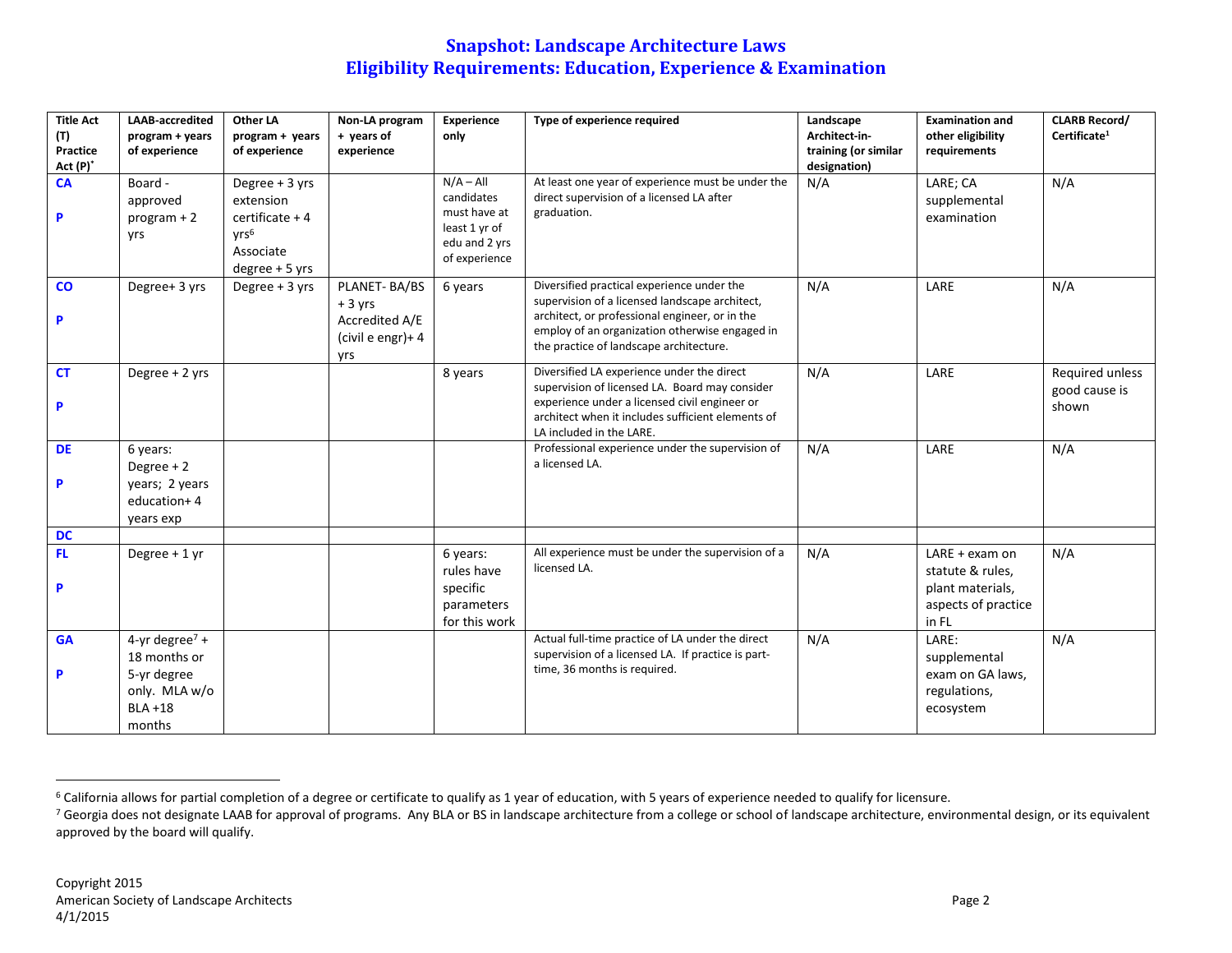# Snapshot: Landscape Architecture Laws
## Eligibility Requirements: Education, Experience & Examination

| Title Act (T) Practice Act (P)* | LAAB-accredited program + years of experience | Other LA program + years of experience | Non-LA program + years of experience | Experience only | Type of experience required | Landscape Architect-in-training (or similar designation) | Examination and other eligibility requirements | CLARB Record/ Certificate[1] |
|---|---|---|---|---|---|---|---|---|
| **CA**<br><br>**P** | Board - approved program + 2 yrs | Degree + 3 yrs extension certificate + 4 yrs[6] Associate degree + 5 yrs | | N/A – All candidates must have at least 1 yr of edu and 2 yrs of experience | At least one year of experience must be under the direct supervision of a licensed LA after graduation. | N/A | LARE; CA supplemental examination | N/A |
| **CO**<br><br>**P** | Degree+ 3 yrs | Degree + 3 yrs | PLANET- BA/BS + 3 yrs Accredited A/E (civil e engr)+ 4 yrs | 6 years | Diversified practical experience under the supervision of a licensed landscape architect, architect, or professional engineer, or in the employ of an organization otherwise engaged in the practice of landscape architecture. | N/A | LARE | N/A |
| **CT**<br><br>**P** | Degree + 2 yrs | | | 8 years | Diversified LA experience under the direct supervision of licensed LA. Board may consider experience under a licensed civil engineer or architect when it includes sufficient elements of LA included in the LARE. | N/A | LARE | Required unless good cause is shown |
| **DE**<br><br>**P** | 6 years: Degree + 2 years; 2 years education+ 4 years exp | | | | Professional experience under the supervision of a licensed LA. | N/A | LARE | N/A |
| **DC** | | | | | | | | |
| **FL**<br><br>**P** | Degree + 1 yr | | | 6 years: rules have specific parameters for this work | All experience must be under the supervision of a licensed LA. | N/A | LARE + exam on statute & rules, plant materials, aspects of practice in FL | N/A |
| **GA**<br><br>**P** | 4-yr degree[7] + 18 months or 5-yr degree only. MLA w/o BLA +18 months | | | | Actual full-time practice of LA under the direct supervision of a licensed LA. If practice is part-time, 36 months is required. | N/A | LARE: supplemental exam on GA laws, regulations, ecosystem | N/A |

---

[6] California allows for partial completion of a degree or certificate to qualify as 1 year of education, with 5 years of experience needed to qualify for licensure.

[7] Georgia does not designate LAAB for approval of programs. Any BLA or BS in landscape architecture from a college or school of landscape architecture, environmental design, or its equivalent approved by the board will qualify.

Copyright 2015
American Society of Landscape Architects
4/1/2015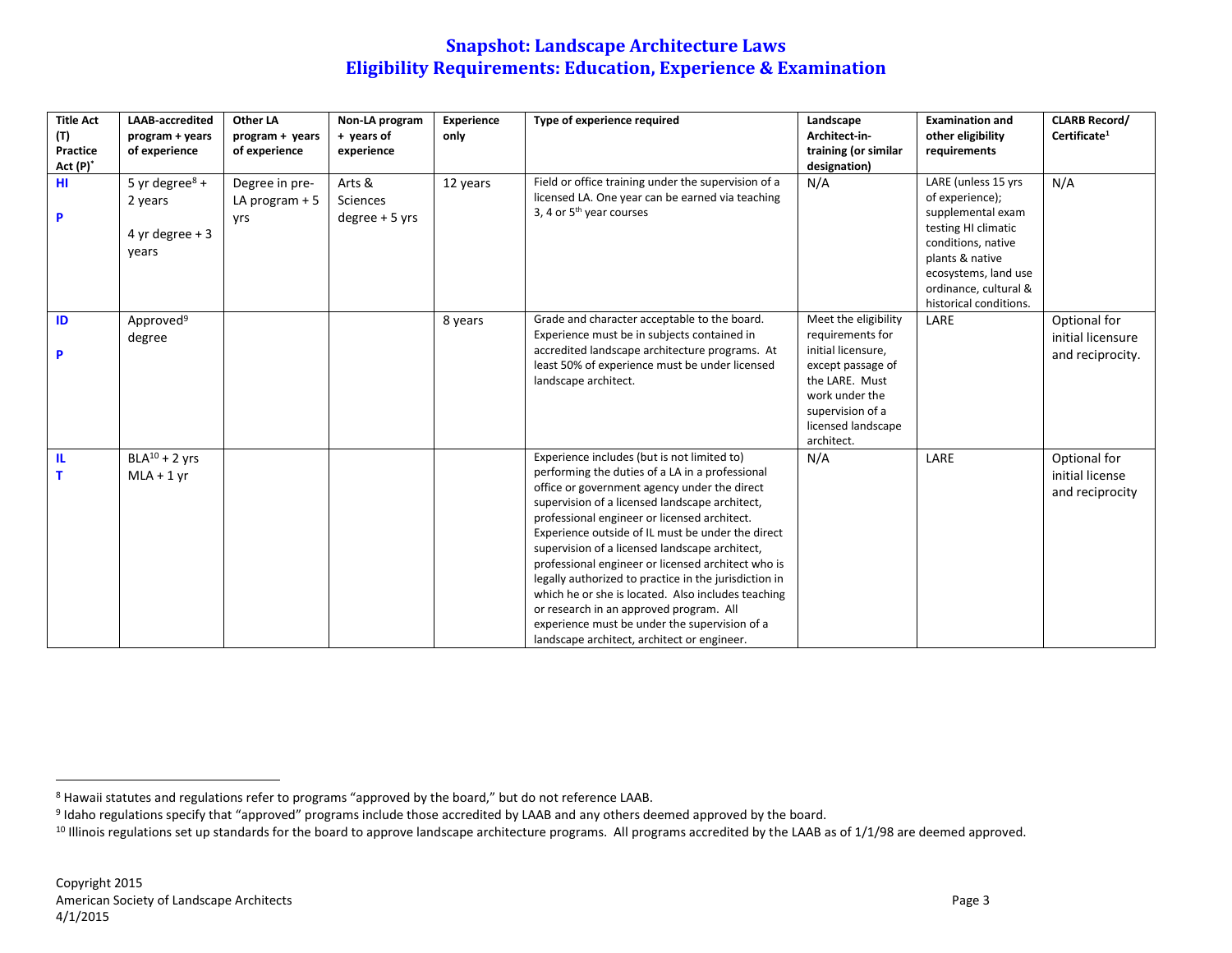# Snapshot: Landscape Architecture Laws
## Eligibility Requirements: Education, Experience & Examination

| Title Act (T) Practice Act (P)* | LAAB-accredited program + years of experience | Other LA program + years of experience | Non-LA program + years of experience | Experience only | Type of experience required | Landscape Architect-in-training (or similar designation) | Examination and other eligibility requirements | CLARB Record/ Certificate[1] |
|---|---|---|---|---|---|---|---|---|
| **HI** **P** | 5 yr degree[8] + 2 years 4 yr degree + 3 years | Degree in pre-LA program + 5 yrs | Arts & Sciences degree + 5 yrs | 12 years | Field or office training under the supervision of a licensed LA. One year can be earned via teaching 3, 4 or 5th year courses | N/A | LARE (unless 15 yrs of experience); supplemental exam testing HI climatic conditions, native plants & native ecosystems, land use ordinance, cultural & historical conditions. | N/A |
| **ID** **P** | Approved[9] degree | | | 8 years | Grade and character acceptable to the board. Experience must be in subjects contained in accredited landscape architecture programs. At least 50% of experience must be under licensed landscape architect. | Meet the eligibility requirements for initial licensure, except passage of the LARE. Must work under the supervision of a licensed landscape architect. | LARE | Optional for initial licensure and reciprocity. |
| **IL** **T** | BLA[10] + 2 yrs MLA + 1 yr | | | | Experience includes (but is not limited to) performing the duties of a LA in a professional office or government agency under the direct supervision of a licensed landscape architect, professional engineer or licensed architect. Experience outside of IL must be under the direct supervision of a licensed landscape architect, professional engineer or licensed architect who is legally authorized to practice in the jurisdiction in which he or she is located. Also includes teaching or research in an approved program. All experience must be under the supervision of a landscape architect, architect or engineer. | N/A | LARE | Optional for initial license and reciprocity |

[8] Hawaii statutes and regulations refer to programs "approved by the board," but do not reference LAAB.

[9] Idaho regulations specify that "approved" programs include those accredited by LAAB and any others deemed approved by the board.

[10] Illinois regulations set up standards for the board to approve landscape architecture programs. All programs accredited by the LAAB as of 1/1/98 are deemed approved.

Copyright 2015
American Society of Landscape Architects
4/1/2015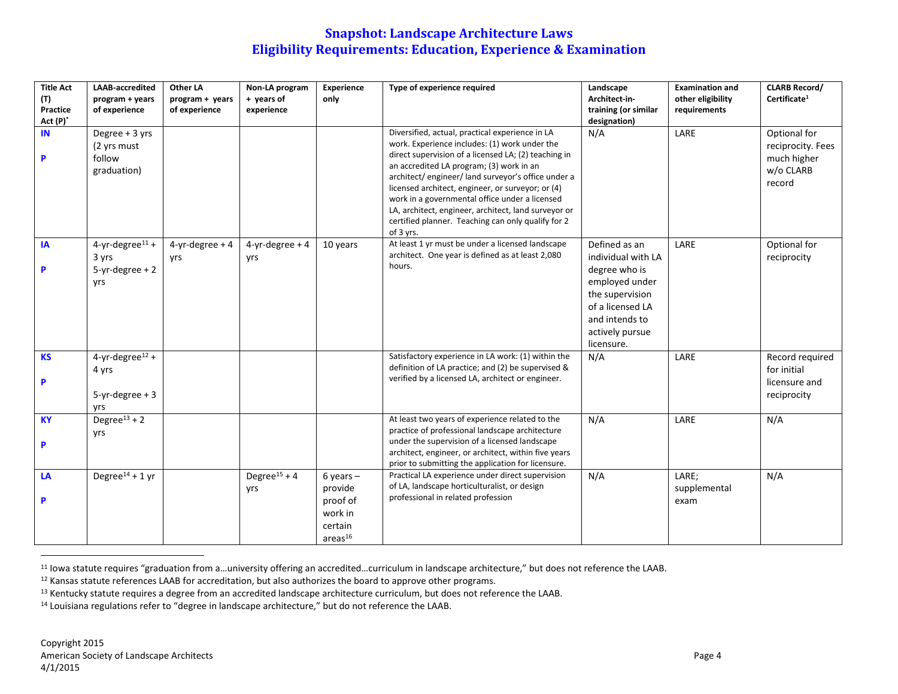# Snapshot: Landscape Architecture Laws
## Eligibility Requirements: Education, Experience & Examination

| Title Act (T) Practice Act (P)* | LAAB-accredited program + years of experience | Other LA program + years of experience | Non-LA program + years of experience | Experience only | Type of experience required | Landscape Architect-in-training (or similar designation) | Examination and other eligibility requirements | CLARB Record/ Certificate[1] |
|---|---|---|---|---|---|---|---|---|
| **IN** **P** | Degree + 3 yrs (2 yrs must follow graduation) | | | | Diversified, actual, practical experience in LA work. Experience includes: (1) work under the direct supervision of a licensed LA; (2) teaching in an accredited LA program; (3) work in an architect/ engineer/ land surveyor's office under a licensed architect, engineer, or surveyor; or (4) work in a governmental office under a licensed LA, architect, engineer, architect, land surveyor or certified planner. Teaching can only qualify for 2 of 3 yrs. | N/A | LARE | Optional for reciprocity. Fees much higher w/o CLARB record |
| **IA** **P** | 4-yr-degree[11] + 3 yrs 5-yr-degree + 2 yrs | 4-yr-degree + 4 yrs | 4-yr-degree + 4 yrs | 10 years | At least 1 yr must be under a licensed landscape architect. One year is defined as at least 2,080 hours. | Defined as an individual with LA degree who is employed under the supervision of a licensed LA and intends to actively pursue licensure. | LARE | Optional for reciprocity |
| **KS** **P** | 4-yr-degree[12] + 4 yrs 5-yr-degree + 3 yrs | | | | Satisfactory experience in LA work: (1) within the definition of LA practice; and (2) be supervised & verified by a licensed LA, architect or engineer. | N/A | LARE | Record required for initial licensure and reciprocity |
| **KY** **P** | Degree[13] + 2 yrs | | | | At least two years of experience related to the practice of professional landscape architecture under the supervision of a licensed landscape architect, engineer, or architect, within five years prior to submitting the application for licensure. | N/A | LARE | N/A |
| **LA** **P** | Degree[14] + 1 yr | | Degree[15] + 4 yrs | 6 years – provide proof of work in certain areas[16] | Practical LA experience under direct supervision of LA, landscape horticulturalist, or design professional in related profession | N/A | LARE; supplemental exam | N/A |

[11] Iowa statute requires "graduation from a…university offering an accredited…curriculum in landscape architecture," but does not reference the LAAB.

[12] Kansas statute references LAAB for accreditation, but also authorizes the board to approve other programs.

[13] Kentucky statute requires a degree from an accredited landscape architecture curriculum, but does not reference the LAAB.

[14] Louisiana regulations refer to "degree in landscape architecture," but do not reference the LAAB.

Copyright 2015
American Society of Landscape Architects
4/1/2015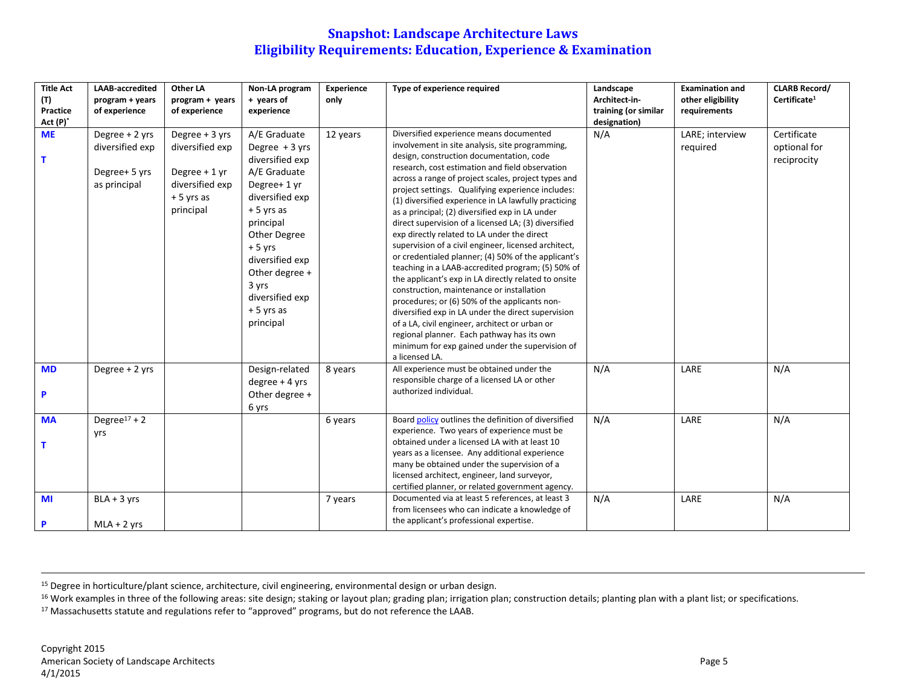# Snapshot: Landscape Architecture Laws
# Eligibility Requirements: Education, Experience & Examination

| Title Act (T) Practice Act (P)* | LAAB-accredited program + years of experience | Other LA program + years of experience | Non-LA program + years of experience | Experience only | Type of experience required | Landscape Architect-in-training (or similar designation) | Examination and other eligibility requirements | CLARB Record/ Certificate[1] |
|---|---|---|---|---|---|---|---|---|
| ME<br><br>T | Degree + 2 yrs diversified exp<br><br>Degree+ 5 yrs as principal | Degree + 3 yrs diversified exp<br><br>Degree + 1 yr diversified exp + 5 yrs as principal | A/E Graduate Degree + 3 yrs diversified exp<br>A/E Graduate Degree+ 1 yr diversified exp + 5 yrs as principal<br>Other Degree + 5 yrs diversified exp<br>Other degree + 3 yrs diversified exp + 5 yrs as principal | 12 years | Diversified experience means documented involvement in site analysis, site programming, design, construction documentation, code research, cost estimation and field observation across a range of project scales, project types and project settings. Qualifying experience includes: (1) diversified experience in LA lawfully practicing as a principal; (2) diversified exp in LA under direct supervision of a licensed LA; (3) diversified exp directly related to LA under the direct supervision of a civil engineer, licensed architect, or credentialed planner; (4) 50% of the applicant's teaching in a LAAB-accredited program; (5) 50% of the applicant's exp in LA directly related to onsite construction, maintenance or installation procedures; or (6) 50% of the applicants non-diversified exp in LA under the direct supervision of a LA, civil engineer, architect or urban or regional planner. Each pathway has its own minimum for exp gained under the supervision of a licensed LA. | N/A | LARE; interview required | Certificate optional for reciprocity |
| MD<br><br>P | Degree + 2 yrs | | Design-related degree + 4 yrs<br>Other degree + 6 yrs | 8 years | All experience must be obtained under the responsible charge of a licensed LA or other authorized individual. | N/A | LARE | N/A |
| MA<br><br>T | Degree[17] + 2 yrs | | | 6 years | Board policy outlines the definition of diversified experience. Two years of experience must be obtained under a licensed LA with at least 10 years as a licensee. Any additional experience many be obtained under the supervision of a licensed architect, engineer, land surveyor, certified planner, or related government agency. | N/A | LARE | N/A |
| MI<br><br>P | BLA + 3 yrs<br><br>MLA + 2 yrs | | | 7 years | Documented via at least 5 references, at least 3 from licensees who can indicate a knowledge of the applicant's professional expertise. | N/A | LARE | N/A |

---

[15] Degree in horticulture/plant science, architecture, civil engineering, environmental design or urban design.

[16] Work examples in three of the following areas: site design; staking or layout plan; grading plan; irrigation plan; construction details; planting plan with a plant list; or specifications.

[17] Massachusetts statute and regulations refer to "approved" programs, but do not reference the LAAB.

Copyright 2015
American Society of Landscape Architects
4/1/2015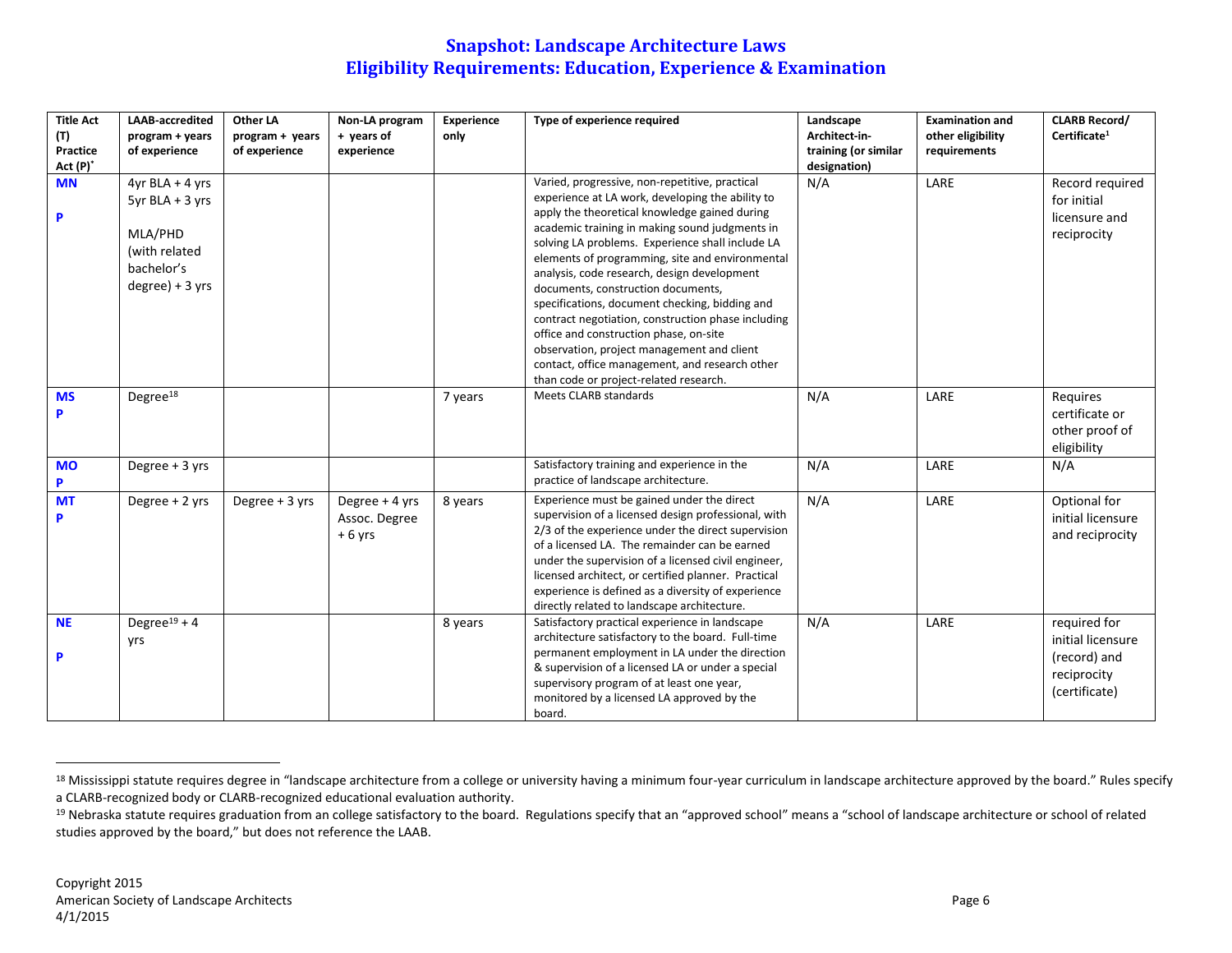# Snapshot: Landscape Architecture Laws
## Eligibility Requirements: Education, Experience & Examination

| Title Act (T) Practice Act (P)* | LAAB-accredited program + years of experience | Other LA program + years of experience | Non-LA program + years of experience | Experience only | Type of experience required | Landscape Architect-in-training (or similar designation) | Examination and other eligibility requirements | CLARB Record/ Certificate[1] |
|---|---|---|---|---|---|---|---|---|
| **MN** **P** | 4yr BLA + 4 yrs 5yr BLA + 3 yrs MLA/PHD (with related bachelor's degree) + 3 yrs | | | | Varied, progressive, non-repetitive, practical experience at LA work, developing the ability to apply the theoretical knowledge gained during academic training in making sound judgments in solving LA problems. Experience shall include LA elements of programming, site and environmental analysis, code research, design development documents, construction documents, specifications, document checking, bidding and contract negotiation, construction phase including office and construction phase, on-site observation, project management and client contact, office management, and research other than code or project-related research. | N/A | LARE | Record required for initial licensure and reciprocity |
| **MS** **P** | Degree[18] | | | 7 years | Meets CLARB standards | N/A | LARE | Requires certificate or other proof of eligibility |
| **MO** **P** | Degree + 3 yrs | | | | Satisfactory training and experience in the practice of landscape architecture. | N/A | LARE | N/A |
| **MT** **P** | Degree + 2 yrs | Degree + 3 yrs | Degree + 4 yrs Assoc. Degree + 6 yrs | 8 years | Experience must be gained under the direct supervision of a licensed design professional, with 2/3 of the experience under the direct supervision of a licensed LA. The remainder can be earned under the supervision of a licensed civil engineer, licensed architect, or certified planner. Practical experience is defined as a diversity of experience directly related to landscape architecture. | N/A | LARE | Optional for initial licensure and reciprocity |
| **NE** **P** | Degree[19] + 4 yrs | | | 8 years | Satisfactory practical experience in landscape architecture satisfactory to the board. Full-time permanent employment in LA under the direction & supervision of a licensed LA or under a special supervisory program of at least one year, monitored by a licensed LA approved by the board. | N/A | LARE | required for initial licensure (record) and reciprocity (certificate) |

[18] Mississippi statute requires degree in "landscape architecture from a college or university having a minimum four-year curriculum in landscape architecture approved by the board." Rules specify a CLARB-recognized body or CLARB-recognized educational evaluation authority.

[19] Nebraska statute requires graduation from an college satisfactory to the board. Regulations specify that an "approved school" means a "school of landscape architecture or school of related studies approved by the board," but does not reference the LAAB.

Copyright 2015
American Society of Landscape Architects
4/1/2015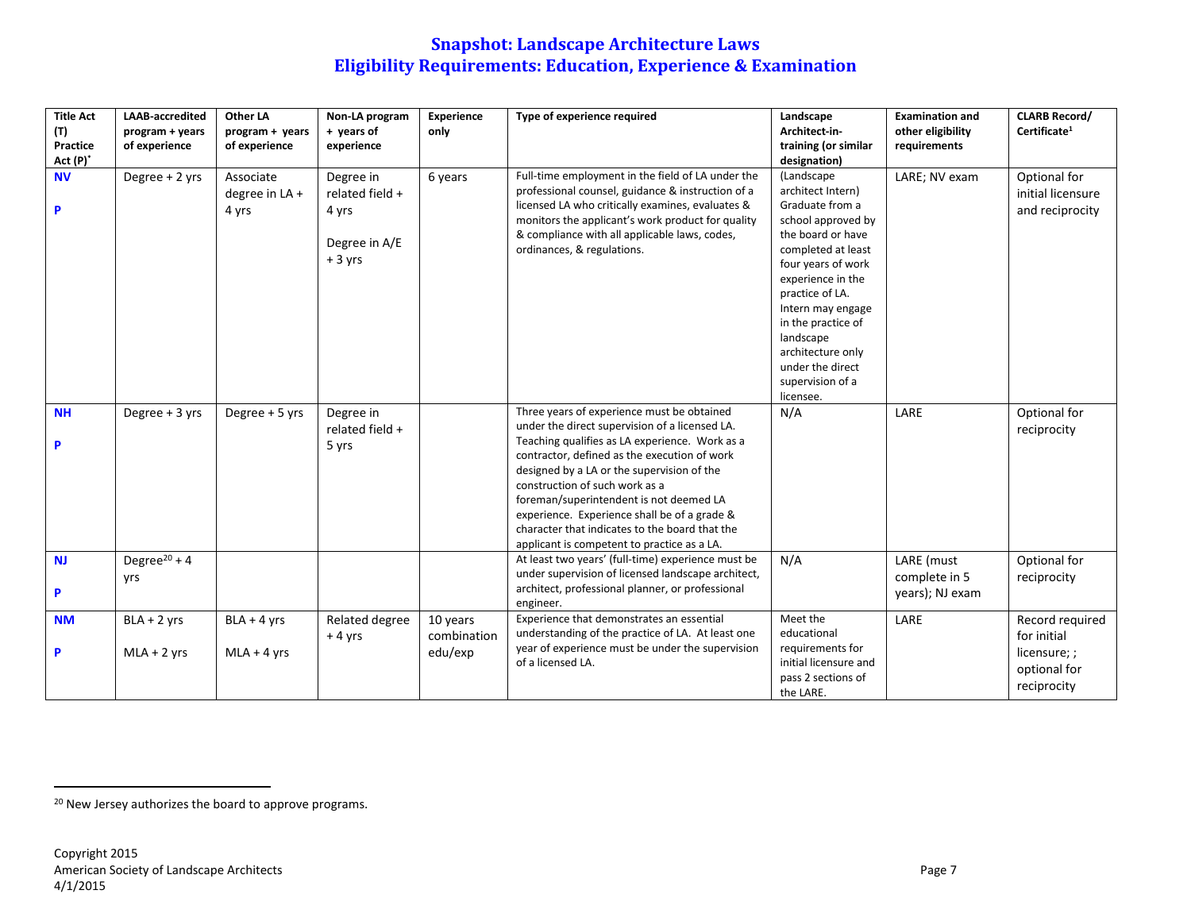# Snapshot: Landscape Architecture Laws
# Eligibility Requirements: Education, Experience & Examination

| Title Act (T) Practice Act (P)* | LAAB-accredited program + years of experience | Other LA program + years of experience | Non-LA program + years of experience | Experience only | Type of experience required | Landscape Architect-in-training (or similar designation) | Examination and other eligibility requirements | CLARB Record/ Certificate[1] |
|---|---|---|---|---|---|---|---|---|
| **NV** **P** | Degree + 2 yrs | Associate degree in LA + 4 yrs | Degree in related field + 4 yrs Degree in A/E + 3 yrs | 6 years | Full-time employment in the field of LA under the professional counsel, guidance & instruction of a licensed LA who critically examines, evaluates & monitors the applicant's work product for quality & compliance with all applicable laws, codes, ordinances, & regulations. | (Landscape architect Intern) Graduate from a school approved by the board or have completed at least four years of work experience in the practice of LA. Intern may engage in the practice of landscape architecture only under the direct supervision of a licensee. | LARE; NV exam | Optional for initial licensure and reciprocity |
| **NH** **P** | Degree + 3 yrs | Degree + 5 yrs | Degree in related field + 5 yrs | | Three years of experience must be obtained under the direct supervision of a licensed LA. Teaching qualifies as LA experience. Work as a contractor, defined as the execution of work designed by a LA or the supervision of the construction of such work as a foreman/superintendent is not deemed LA experience. Experience shall be of a grade & character that indicates to the board that the applicant is competent to practice as a LA. | N/A | LARE | Optional for reciprocity |
| **NJ** **P** | Degree[20] + 4 yrs | | | | At least two years' (full-time) experience must be under supervision of licensed landscape architect, architect, professional planner, or professional engineer. | N/A | LARE (must complete in 5 years); NJ exam | Optional for reciprocity |
| **NM** **P** | BLA + 2 yrs MLA + 2 yrs | BLA + 4 yrs MLA + 4 yrs | Related degree + 4 yrs | 10 years combination edu/exp | Experience that demonstrates an essential understanding of the practice of LA. At least one year of experience must be under the supervision of a licensed LA. | Meet the educational requirements for initial licensure and pass 2 sections of the LARE. | LARE | Record required for initial licensure; ; optional for reciprocity |

[20] New Jersey authorizes the board to approve programs.

Copyright 2015
American Society of Landscape Architects
4/1/2015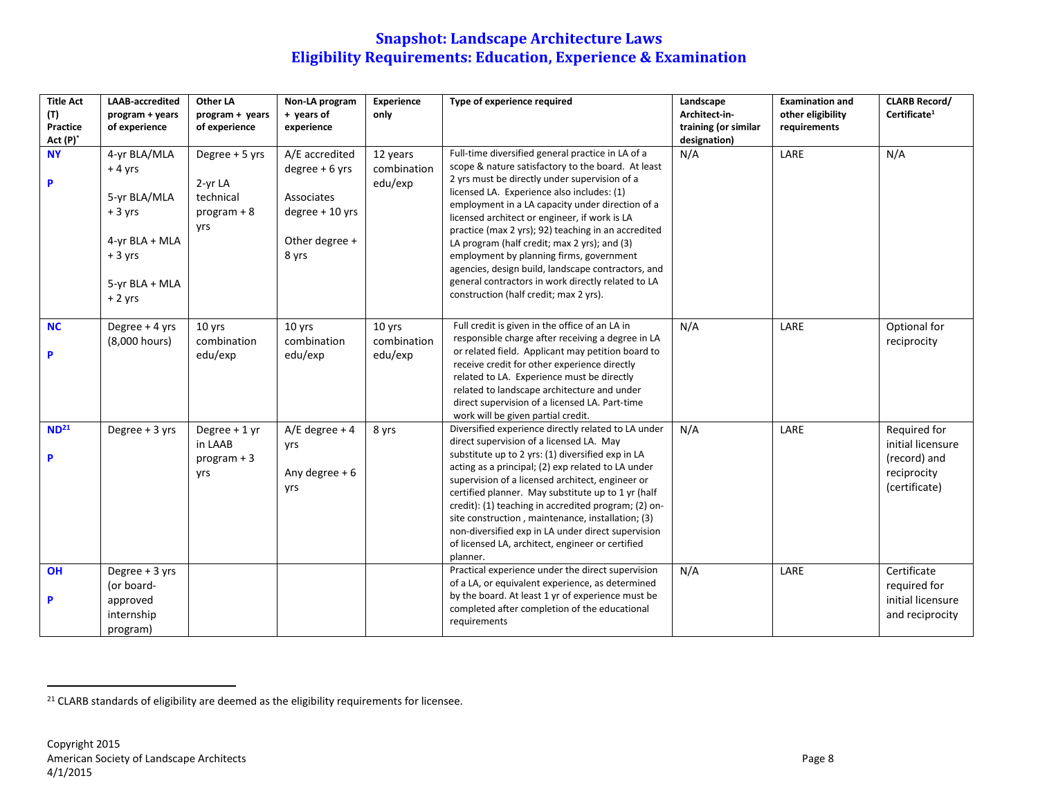# Snapshot: Landscape Architecture Laws
## Eligibility Requirements: Education, Experience & Examination

| Title Act (T) Practice Act (P)* | LAAB-accredited program + years of experience | Other LA program + years of experience | Non-LA program + years of experience | Experience only | Type of experience required | Landscape Architect-in-training (or similar designation) | Examination and other eligibility requirements | CLARB Record/ Certificate[1] |
|---|---|---|---|---|---|---|---|---|
| **NY** **P** | 4-yr BLA/MLA + 4 yrs<br><br>5-yr BLA/MLA + 3 yrs<br><br>4-yr BLA + MLA + 3 yrs<br><br>5-yr BLA + MLA + 2 yrs | Degree + 5 yrs<br><br>2-yr LA technical program + 8 yrs | A/E accredited degree + 6 yrs<br><br>Associates degree + 10 yrs<br><br>Other degree + 8 yrs | 12 years combination edu/exp | Full-time diversified general practice in LA of a scope & nature satisfactory to the board. At least 2 yrs must be directly under supervision of a licensed LA. Experience also includes: (1) employment in a LA capacity under direction of a licensed architect or engineer, if work is LA practice (max 2 yrs); 92) teaching in an accredited LA program (half credit; max 2 yrs); and (3) employment by planning firms, government agencies, design build, landscape contractors, and general contractors in work directly related to LA construction (half credit; max 2 yrs). | N/A | LARE | N/A |
| **NC** **P** | Degree + 4 yrs (8,000 hours) | 10 yrs combination edu/exp | 10 yrs combination edu/exp | 10 yrs combination edu/exp | Full credit is given in the office of an LA in responsible charge after receiving a degree in LA or related field. Applicant may petition board to receive credit for other experience directly related to LA. Experience must be directly related to landscape architecture and under direct supervision of a licensed LA. Part-time work will be given partial credit. | N/A | LARE | Optional for reciprocity |
| **ND[21]** **P** | Degree + 3 yrs | Degree + 1 yr in LAAB program + 3 yrs | A/E degree + 4 yrs<br><br>Any degree + 6 yrs | 8 yrs | Diversified experience directly related to LA under direct supervision of a licensed LA. May substitute up to 2 yrs: (1) diversified exp in LA acting as a principal; (2) exp related to LA under supervision of a licensed architect, engineer or certified planner. May substitute up to 1 yr (half credit): (1) teaching in accredited program; (2) on-site construction , maintenance, installation; (3) non-diversified exp in LA under direct supervision of licensed LA, architect, engineer or certified planner. | N/A | LARE | Required for initial licensure (record) and reciprocity (certificate) |
| **OH** **P** | Degree + 3 yrs (or board-approved internship program) | | | | Practical experience under the direct supervision of a LA, or equivalent experience, as determined by the board. At least 1 yr of experience must be completed after completion of the educational requirements | N/A | LARE | Certificate required for initial licensure and reciprocity |

[21] CLARB standards of eligibility are deemed as the eligibility requirements for licensee.

Copyright 2015
American Society of Landscape Architects
4/1/2015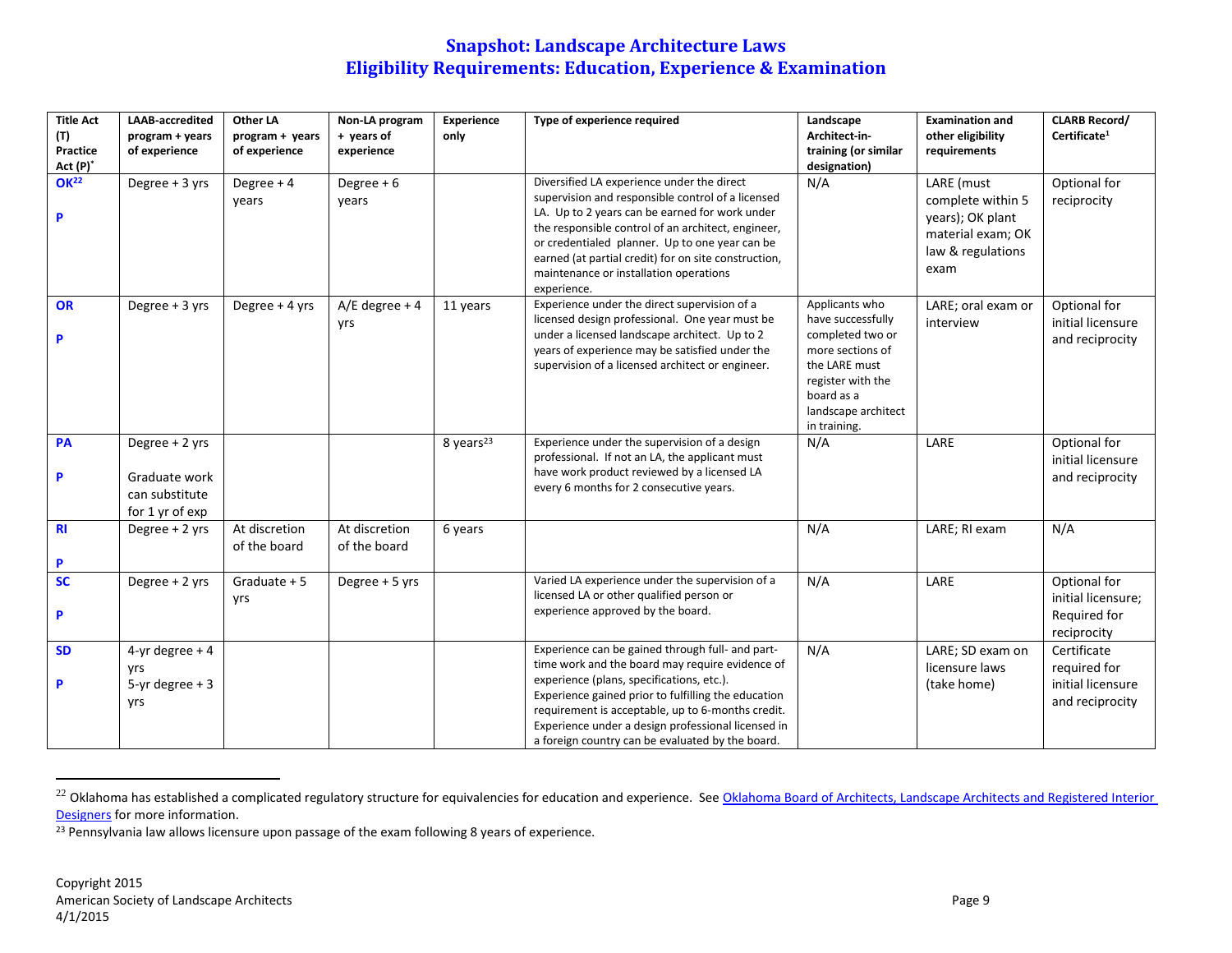# Snapshot: Landscape Architecture Laws
## Eligibility Requirements: Education, Experience & Examination

| Title Act (T) Practice Act (P)* | LAAB-accredited program + years of experience | Other LA program + years of experience | Non-LA program + years of experience | Experience only | Type of experience required | Landscape Architect-in-training (or similar designation) | Examination and other eligibility requirements | CLARB Record/ Certificate[1] |
|---|---|---|---|---|---|---|---|---|
| **OK**[22] **P** | Degree + 3 yrs | Degree + 4 years | Degree + 6 years | | Diversified LA experience under the direct supervision and responsible control of a licensed LA. Up to 2 years can be earned for work under the responsible control of an architect, engineer, or credentialed planner. Up to one year can be earned (at partial credit) for on site construction, maintenance or installation operations experience. | N/A | LARE (must complete within 5 years); OK plant material exam; OK law & regulations exam | Optional for reciprocity |
| **OR** **P** | Degree + 3 yrs | Degree + 4 yrs | A/E degree + 4 yrs | 11 years | Experience under the direct supervision of a licensed design professional. One year must be under a licensed landscape architect. Up to 2 years of experience may be satisfied under the supervision of a licensed architect or engineer. | Applicants who have successfully completed two or more sections of the LARE must register with the board as a landscape architect in training. | LARE; oral exam or interview | Optional for initial licensure and reciprocity |
| **PA** **P** | Degree + 2 yrs Graduate work can substitute for 1 yr of exp | | | 8 years[23] | Experience under the supervision of a design professional. If not an LA, the applicant must have work product reviewed by a licensed LA every 6 months for 2 consecutive years. | N/A | LARE | Optional for initial licensure and reciprocity |
| **RI** **P** | Degree + 2 yrs | At discretion of the board | At discretion of the board | 6 years | | N/A | LARE; RI exam | N/A |
| **SC** **P** | Degree + 2 yrs | Graduate + 5 yrs | Degree + 5 yrs | | Varied LA experience under the supervision of a licensed LA or other qualified person or experience approved by the board. | N/A | LARE | Optional for initial licensure; Required for reciprocity |
| **SD** **P** | 4-yr degree + 4 yrs 5-yr degree + 3 yrs | | | | Experience can be gained through full- and part-time work and the board may require evidence of experience (plans, specifications, etc.). Experience gained prior to fulfilling the education requirement is acceptable, up to 6-months credit. Experience under a design professional licensed in a foreign country can be evaluated by the board. | N/A | LARE; SD exam on licensure laws (take home) | Certificate required for initial licensure and reciprocity |

[22] Oklahoma has established a complicated regulatory structure for equivalencies for education and experience. See Oklahoma Board of Architects, Landscape Architects and Registered Interior Designers for more information.

[23] Pennsylvania law allows licensure upon passage of the exam following 8 years of experience.

Copyright 2015
American Society of Landscape Architects
4/1/2015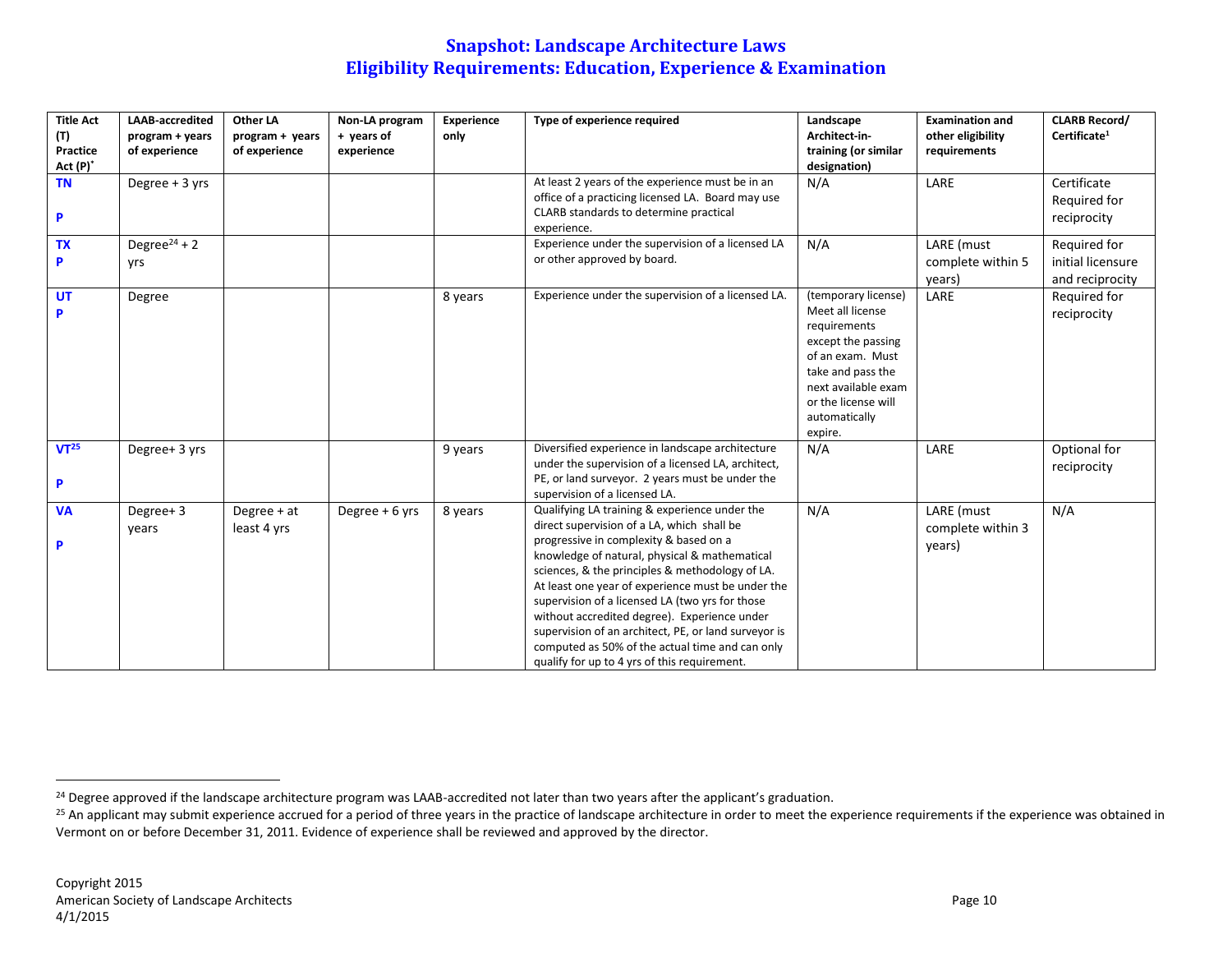# Snapshot: Landscape Architecture Laws
## Eligibility Requirements: Education, Experience & Examination

| Title Act (T) Practice Act (P)* | LAAB-accredited program + years of experience | Other LA program + years of experience | Non-LA program + years of experience | Experience only | Type of experience required | Landscape Architect-in-training (or similar designation) | Examination and other eligibility requirements | CLARB Record/ Certificate[1] |
|---|---|---|---|---|---|---|---|---|
| **TN** **P** | Degree + 3 yrs | | | | At least 2 years of the experience must be in an office of a practicing licensed LA. Board may use CLARB standards to determine practical experience. | N/A | LARE | Certificate Required for reciprocity |
| **TX** **P** | Degree[24] + 2 yrs | | | | Experience under the supervision of a licensed LA or other approved by board. | N/A | LARE (must complete within 5 years) | Required for initial licensure and reciprocity |
| **UT** **P** | Degree | | | 8 years | Experience under the supervision of a licensed LA. | (temporary license) Meet all license requirements except the passing of an exam. Must take and pass the next available exam or the license will automatically expire. | LARE | Required for reciprocity |
| **VT[25]** **P** | Degree+ 3 yrs | | | 9 years | Diversified experience in landscape architecture under the supervision of a licensed LA, architect, PE, or land surveyor. 2 years must be under the supervision of a licensed LA. | N/A | LARE | Optional for reciprocity |
| **VA** **P** | Degree+ 3 years | Degree + at least 4 yrs | Degree + 6 yrs | 8 years | Qualifying LA training & experience under the direct supervision of a LA, which shall be progressive in complexity & based on a knowledge of natural, physical & mathematical sciences, & the principles & methodology of LA. At least one year of experience must be under the supervision of a licensed LA (two yrs for those without accredited degree). Experience under supervision of an architect, PE, or land surveyor is computed as 50% of the actual time and can only qualify for up to 4 yrs of this requirement. | N/A | LARE (must complete within 3 years) | N/A |

[24] Degree approved if the landscape architecture program was LAAB-accredited not later than two years after the applicant's graduation.

[25] An applicant may submit experience accrued for a period of three years in the practice of landscape architecture in order to meet the experience requirements if the experience was obtained in Vermont on or before December 31, 2011. Evidence of experience shall be reviewed and approved by the director.

Copyright 2015
American Society of Landscape Architects
4/1/2015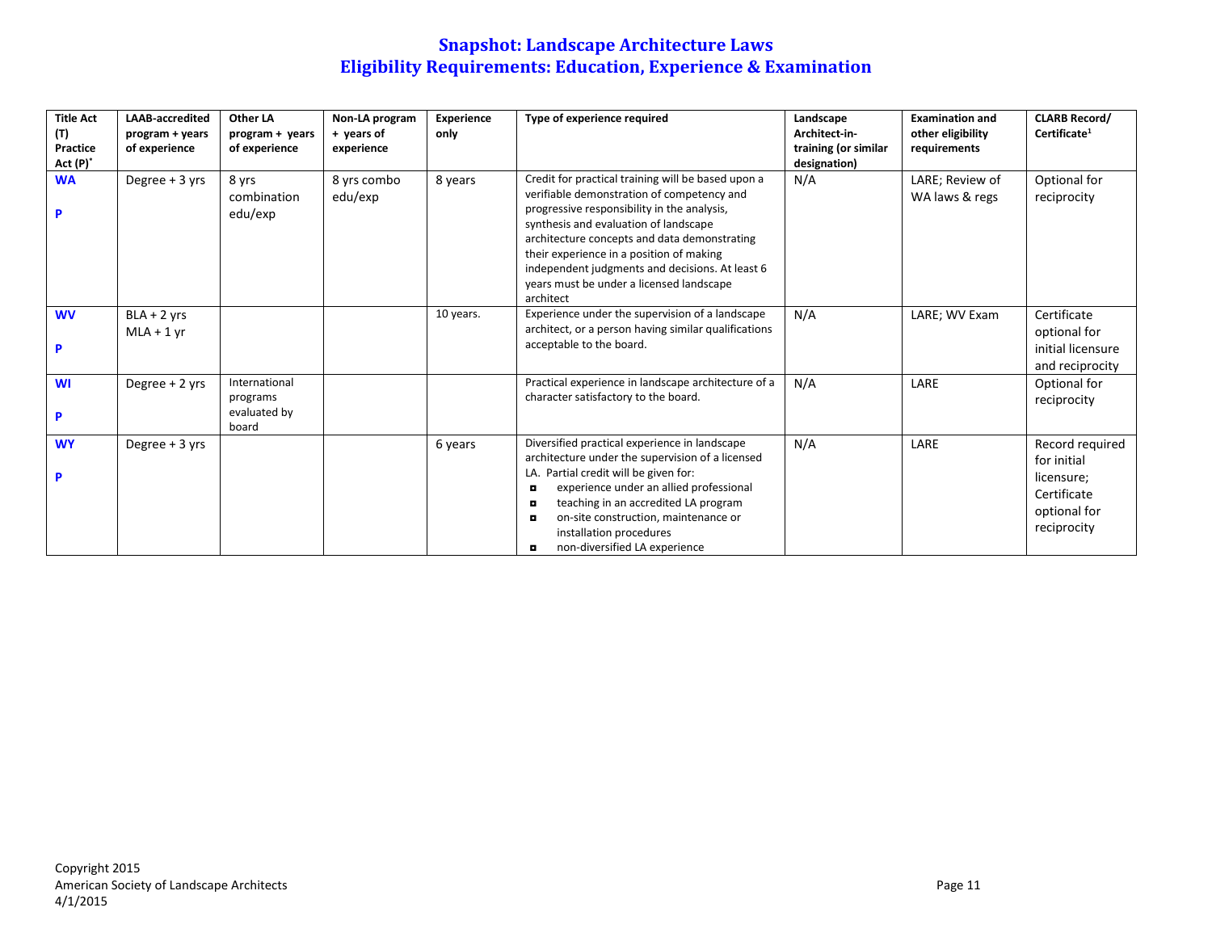# Snapshot: Landscape Architecture Laws
# Eligibility Requirements: Education, Experience & Examination

| Title Act (T) Practice Act (P)* | LAAB-accredited program + years of experience | Other LA program + years of experience | Non-LA program + years of experience | Experience only | Type of experience required | Landscape Architect-in-training (or similar designation) | Examination and other eligibility requirements | CLARB Record/ Certificate[1] |
|---|---|---|---|---|---|---|---|---|
| **WA** **P** | Degree + 3 yrs | 8 yrs combination edu/exp | 8 yrs combo edu/exp | 8 years | Credit for practical training will be based upon a verifiable demonstration of competency and progressive responsibility in the analysis, synthesis and evaluation of landscape architecture concepts and data demonstrating their experience in a position of making independent judgments and decisions. At least 6 years must be under a licensed landscape architect | N/A | LARE; Review of WA laws & regs | Optional for reciprocity |
| **WV** **P** | BLA + 2 yrs MLA + 1 yr | | | 10 years. | Experience under the supervision of a landscape architect, or a person having similar qualifications acceptable to the board. | N/A | LARE; WV Exam | Certificate optional for initial licensure and reciprocity |
| **WI** **P** | Degree + 2 yrs | International programs evaluated by board | | | Practical experience in landscape architecture of a character satisfactory to the board. | N/A | LARE | Optional for reciprocity |
| **WY** **P** | Degree + 3 yrs | | | 6 years | Diversified practical experience in landscape architecture under the supervision of a licensed LA. Partial credit will be given for: ◘ experience under an allied professional ◘ teaching in an accredited LA program ◘ on-site construction, maintenance or installation procedures ◘ non-diversified LA experience | N/A | LARE | Record required for initial licensure; Certificate optional for reciprocity |

Copyright 2015
American Society of Landscape Architects
4/1/2015